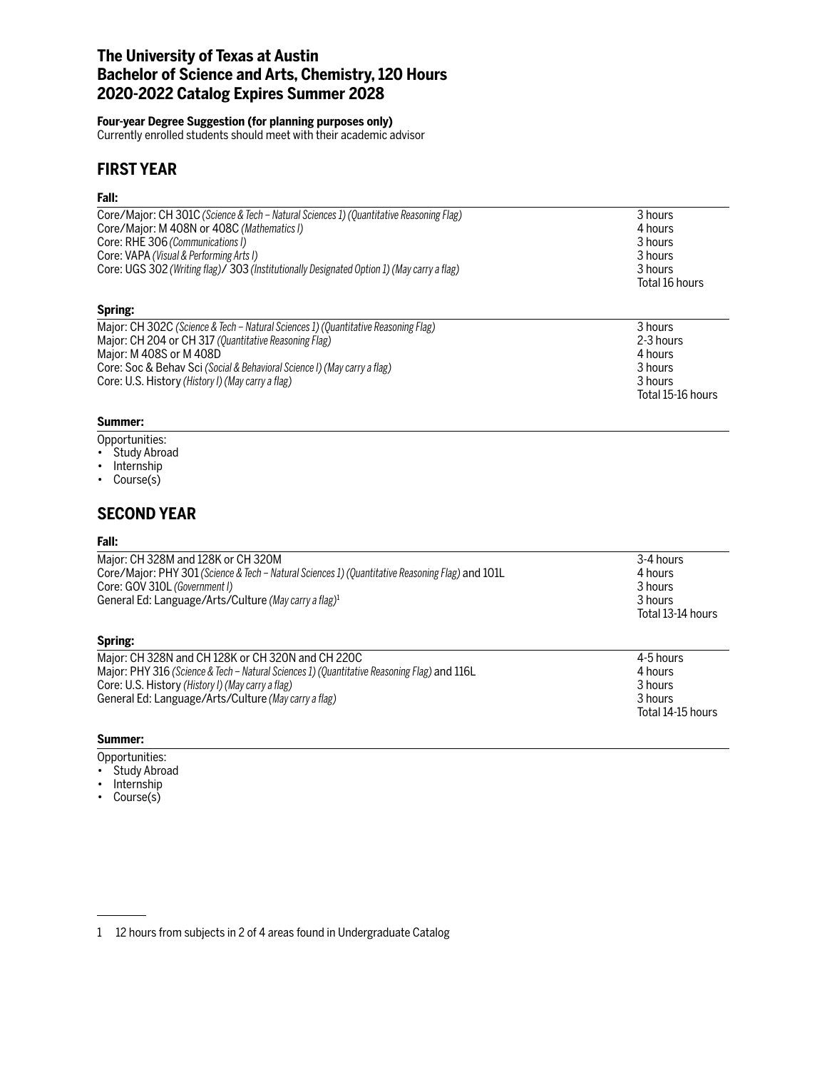# The University of Texas at Austin
# Bachelor of Science and Arts, Chemistry, 120 Hours
# 2020-2022 Catalog Expires Summer 2028

**Four-year Degree Suggestion (for planning purposes only)**
Currently enrolled students should meet with their academic advisor

## FIRST YEAR

### Fall:

| Course | Hours |
|---|---|
| Core/Major: CH 301C *(Science & Tech – Natural Sciences 1) (Quantitative Reasoning Flag)* | 3 hours |
| Core/Major: M 408N or 408C *(Mathematics I)* | 4 hours |
| Core: RHE 306 *(Communications I)* | 3 hours |
| Core: VAPA *(Visual & Performing Arts I)* | 3 hours |
| Core: UGS 302 *(Writing flag)*/ 303 *(Institutionally Designated Option 1) (May carry a flag)* | 3 hours |
| | Total 16 hours |

### Spring:

| Course | Hours |
|---|---|
| Major: CH 302C *(Science & Tech – Natural Sciences 1) (Quantitative Reasoning Flag)* | 3 hours |
| Major: CH 204 or CH 317 *(Quantitative Reasoning Flag)* | 2-3 hours |
| Major: M 408S or M 408D | 4 hours |
| Core: Soc & Behav Sci *(Social & Behavioral Science I) (May carry a flag)* | 3 hours |
| Core: U.S. History *(History I) (May carry a flag)* | 3 hours |
| | Total 15-16 hours |

### Summer:

Opportunities:

- Study Abroad
- Internship
- Course(s)

## SECOND YEAR

### Fall:

| Course | Hours |
|---|---|
| Major: CH 328M and 128K or CH 320M | 3-4 hours |
| Core/Major: PHY 301 *(Science & Tech – Natural Sciences 1) (Quantitative Reasoning Flag)* and 101L | 4 hours |
| Core: GOV 310L *(Government I)* | 3 hours |
| General Ed: Language/Arts/Culture *(May carry a flag)*[1] | 3 hours |
| | Total 13-14 hours |

### Spring:

| Course | Hours |
|---|---|
| Major: CH 328N and CH 128K or CH 320N and CH 220C | 4-5 hours |
| Major: PHY 316 *(Science & Tech – Natural Sciences 1) (Quantitative Reasoning Flag)* and 116L | 4 hours |
| Core: U.S. History *(History I) (May carry a flag)* | 3 hours |
| General Ed: Language/Arts/Culture *(May carry a flag)* | 3 hours |
| | Total 14-15 hours |

### Summer:

Opportunities:

- Study Abroad
- Internship
- Course(s)

---

1 12 hours from subjects in 2 of 4 areas found in Undergraduate Catalog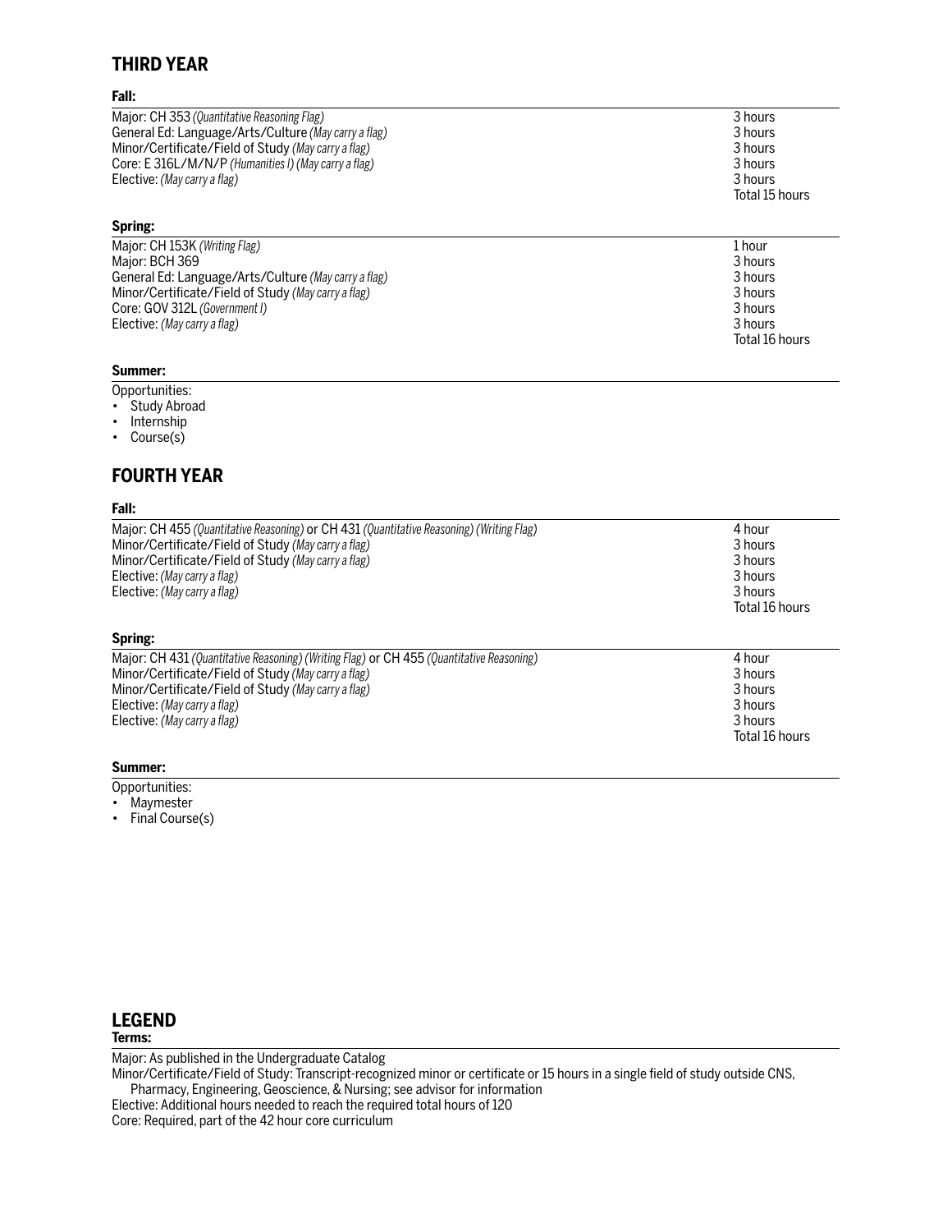## THIRD YEAR

**Fall:**

| | |
|---|---|
| Major: CH 353 *(Quantitative Reasoning Flag)* | 3 hours |
| General Ed: Language/Arts/Culture *(May carry a flag)* | 3 hours |
| Minor/Certificate/Field of Study *(May carry a flag)* | 3 hours |
| Core: E 316L/M/N/P *(Humanities I) (May carry a flag)* | 3 hours |
| Elective: *(May carry a flag)* | 3 hours |
| | Total 15 hours |

**Spring:**

| | |
|---|---|
| Major: CH 153K *(Writing Flag)* | 1 hour |
| Major: BCH 369 | 3 hours |
| General Ed: Language/Arts/Culture *(May carry a flag)* | 3 hours |
| Minor/Certificate/Field of Study *(May carry a flag)* | 3 hours |
| Core: GOV 312L *(Government I)* | 3 hours |
| Elective: *(May carry a flag)* | 3 hours |
| | Total 16 hours |

**Summer:**

Opportunities:
- Study Abroad
- Internship
- Course(s)

## FOURTH YEAR

**Fall:**

| | |
|---|---|
| Major: CH 455 *(Quantitative Reasoning)* or CH 431 *(Quantitative Reasoning) (Writing Flag)* | 4 hour |
| Minor/Certificate/Field of Study *(May carry a flag)* | 3 hours |
| Minor/Certificate/Field of Study *(May carry a flag)* | 3 hours |
| Elective: *(May carry a flag)* | 3 hours |
| Elective: *(May carry a flag)* | 3 hours |
| | Total 16 hours |

**Spring:**

| | |
|---|---|
| Major: CH 431 *(Quantitative Reasoning) (Writing Flag)* or CH 455 *(Quantitative Reasoning)* | 4 hour |
| Minor/Certificate/Field of Study *(May carry a flag)* | 3 hours |
| Minor/Certificate/Field of Study *(May carry a flag)* | 3 hours |
| Elective: *(May carry a flag)* | 3 hours |
| Elective: *(May carry a flag)* | 3 hours |
| | Total 16 hours |

**Summer:**

Opportunities:
- Maymester
- Final Course(s)

## LEGEND

**Terms:**

Major: As published in the Undergraduate Catalog
Minor/Certificate/Field of Study: Transcript-recognized minor or certificate or 15 hours in a single field of study outside CNS, Pharmacy, Engineering, Geoscience, & Nursing; see advisor for information
Elective: Additional hours needed to reach the required total hours of 120
Core: Required, part of the 42 hour core curriculum